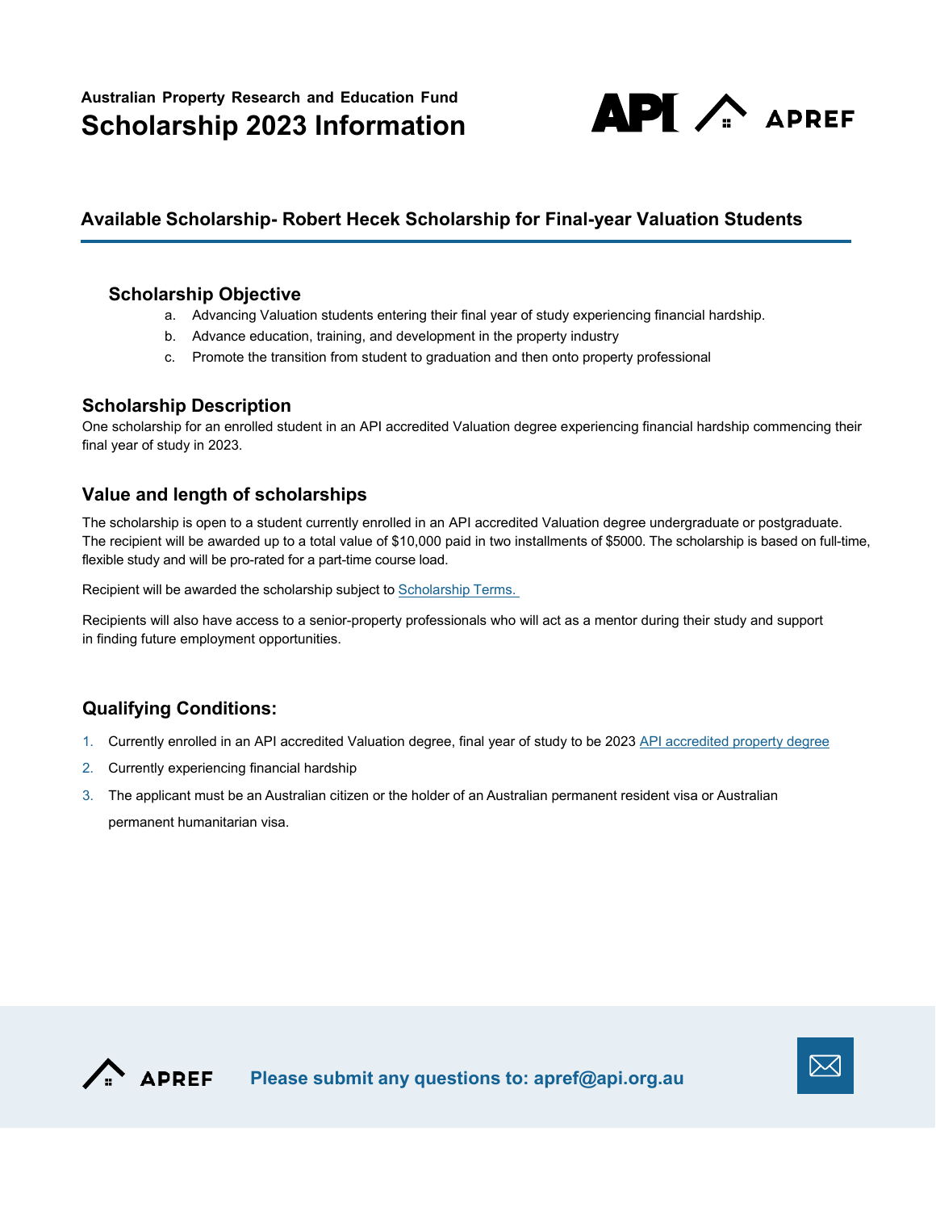**Australian Property Research and Education Fund**

# Scholarship 2023 Information

## Available Scholarship- Robert Hecek Scholarship for Final-year Valuation Students

### Scholarship Objective

a. Advancing Valuation students entering their final year of study experiencing financial hardship.
b. Advance education, training, and development in the property industry
c. Promote the transition from student to graduation and then onto property professional

### Scholarship Description

One scholarship for an enrolled student in an API accredited Valuation degree experiencing financial hardship commencing their final year of study in 2023.

### Value and length of scholarships

The scholarship is open to a student currently enrolled in an API accredited Valuation degree undergraduate or postgraduate. The recipient will be awarded up to a total value of $10,000 paid in two installments of $5000. The scholarship is based on full-time, flexible study and will be pro-rated for a part-time course load.

Recipient will be awarded the scholarship subject to Scholarship Terms.

Recipients will also have access to a senior-property professionals who will act as a mentor during their study and support in finding future employment opportunities.

### Qualifying Conditions:

1. Currently enrolled in an API accredited Valuation degree, final year of study to be 2023 API accredited property degree
2. Currently experiencing financial hardship
3. The applicant must be an Australian citizen or the holder of an Australian permanent resident visa or Australian permanent humanitarian visa.

**Please submit any questions to: apref@api.org.au**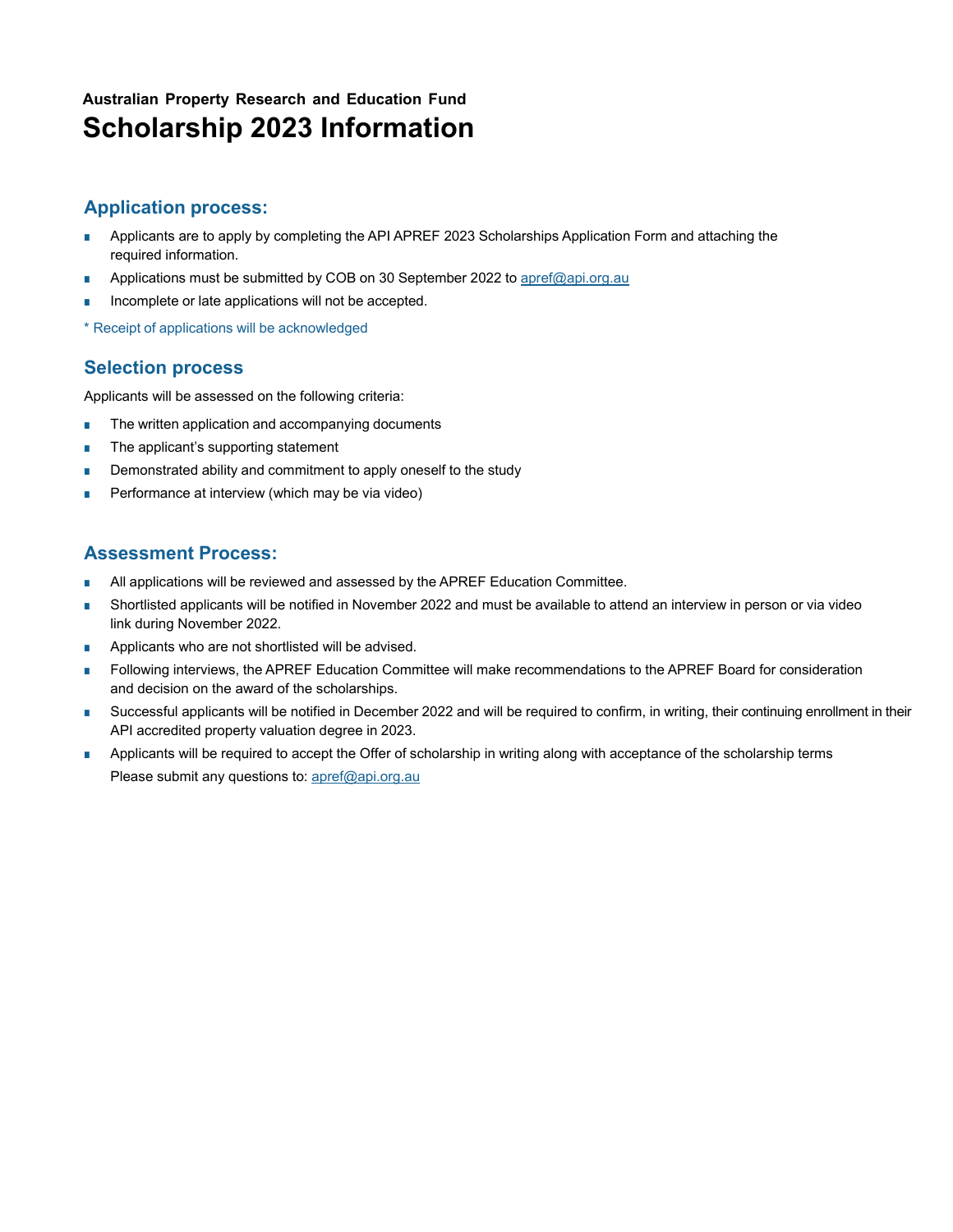Australian Property Research and Education Fund

# Scholarship 2023 Information

## Application process:

- Applicants are to apply by completing the API APREF 2023 Scholarships Application Form and attaching the required information.
- Applications must be submitted by COB on 30 September 2022 to apref@api.org.au
- Incomplete or late applications will not be accepted.

* Receipt of applications will be acknowledged

## Selection process

Applicants will be assessed on the following criteria:

- The written application and accompanying documents
- The applicant's supporting statement
- Demonstrated ability and commitment to apply oneself to the study
- Performance at interview (which may be via video)

## Assessment Process:

- All applications will be reviewed and assessed by the APREF Education Committee.
- Shortlisted applicants will be notified in November 2022 and must be available to attend an interview in person or via video link during November 2022.
- Applicants who are not shortlisted will be advised.
- Following interviews, the APREF Education Committee will make recommendations to the APREF Board for consideration and decision on the award of the scholarships.
- Successful applicants will be notified in December 2022 and will be required to confirm, in writing, their continuing enrollment in their API accredited property valuation degree in 2023.
- Applicants will be required to accept the Offer of scholarship in writing along with acceptance of the scholarship terms

  Please submit any questions to: apref@api.org.au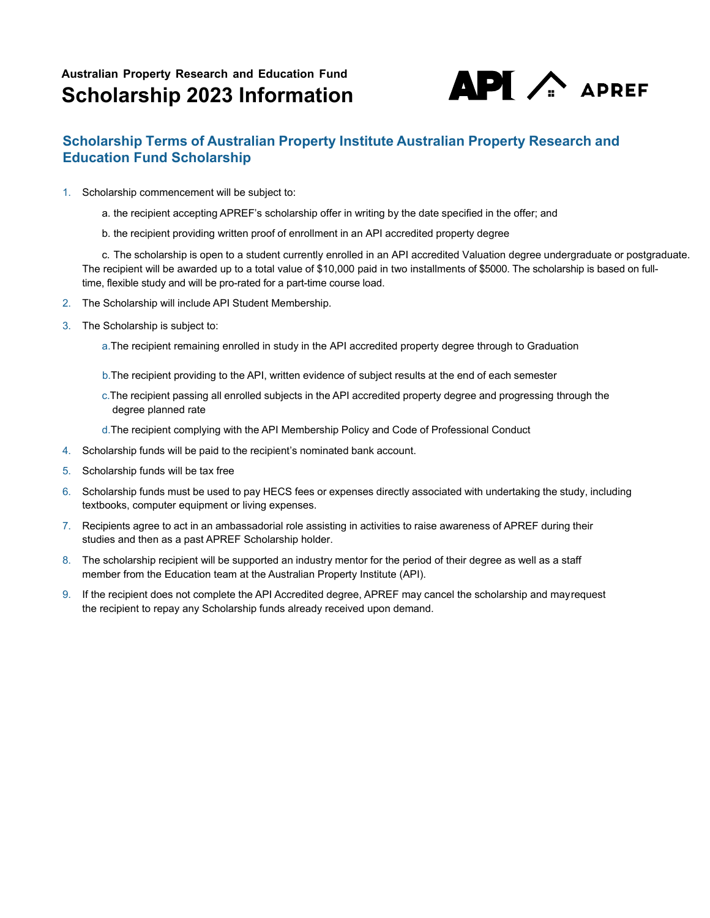Australian Property Research and Education Fund

# Scholarship 2023 Information

## Scholarship Terms of Australian Property Institute Australian Property Research and Education Fund Scholarship

1. Scholarship commencement will be subject to:

   a. the recipient accepting APREF's scholarship offer in writing by the date specified in the offer; and

   b. the recipient providing written proof of enrollment in an API accredited property degree

   c. The scholarship is open to a student currently enrolled in an API accredited Valuation degree undergraduate or postgraduate. The recipient will be awarded up to a total value of $10,000 paid in two installments of $5000. The scholarship is based on full-time, flexible study and will be pro-rated for a part-time course load.

2. The Scholarship will include API Student Membership.

3. The Scholarship is subject to:

   a. The recipient remaining enrolled in study in the API accredited property degree through to Graduation

   b. The recipient providing to the API, written evidence of subject results at the end of each semester

   c. The recipient passing all enrolled subjects in the API accredited property degree and progressing through the degree planned rate

   d. The recipient complying with the API Membership Policy and Code of Professional Conduct

4. Scholarship funds will be paid to the recipient's nominated bank account.

5. Scholarship funds will be tax free

6. Scholarship funds must be used to pay HECS fees or expenses directly associated with undertaking the study, including textbooks, computer equipment or living expenses.

7. Recipients agree to act in an ambassadorial role assisting in activities to raise awareness of APREF during their studies and then as a past APREF Scholarship holder.

8. The scholarship recipient will be supported an industry mentor for the period of their degree as well as a staff member from the Education team at the Australian Property Institute (API).

9. If the recipient does not complete the API Accredited degree, APREF may cancel the scholarship and may request the recipient to repay any Scholarship funds already received upon demand.